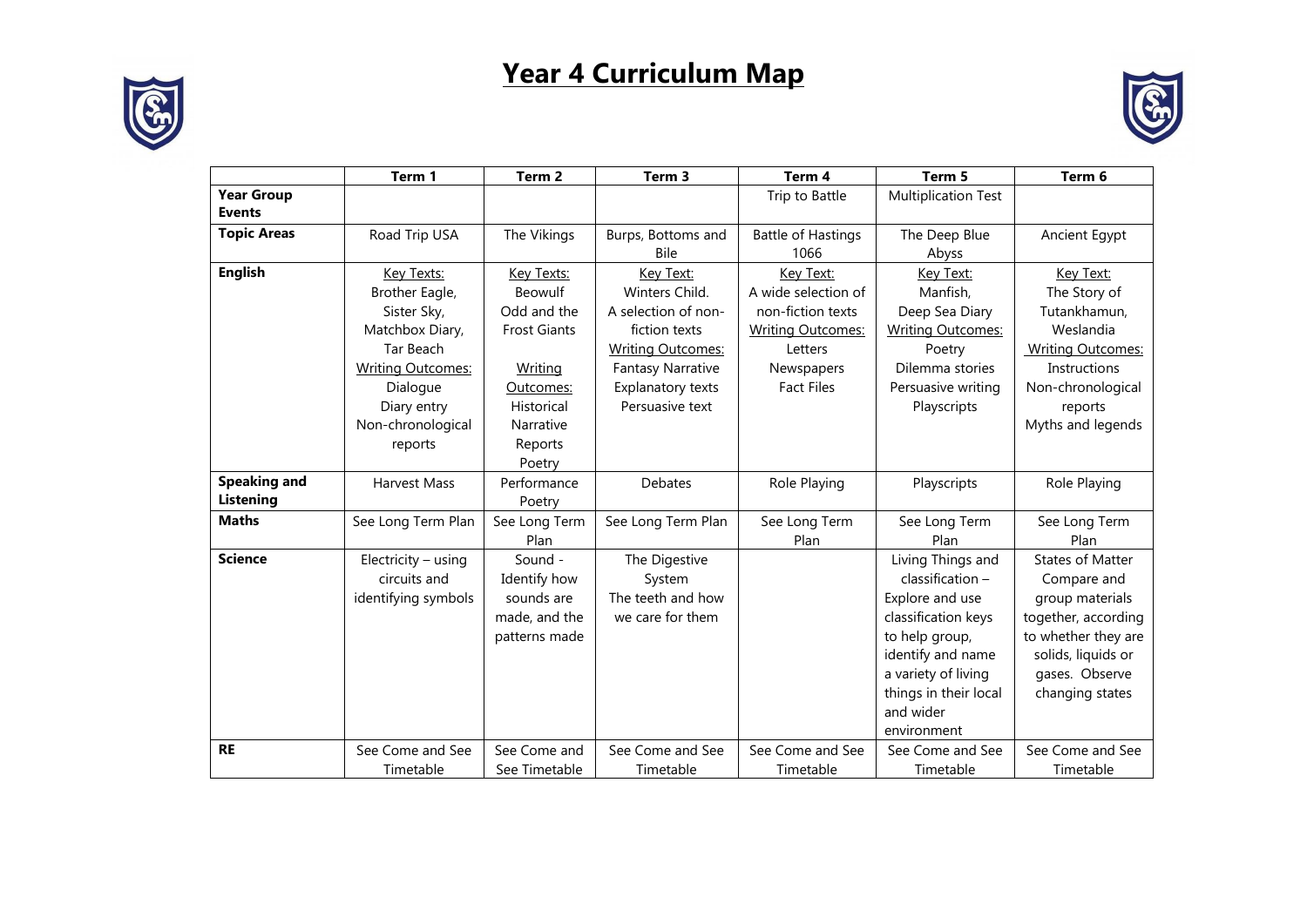# Year 4 Curriculum Map

| | Term 1 | Term 2 | Term 3 | Term 4 | Term 5 | Term 6 |
|---|---|---|---|---|---|---|
| **Year Group Events** | | | | Trip to Battle | Multiplication Test | |
| **Topic Areas** | Road Trip USA | The Vikings | Burps, Bottoms and Bile | Battle of Hastings 1066 | The Deep Blue Abyss | Ancient Egypt |
| **English** | Key Texts: Brother Eagle, Sister Sky, Matchbox Diary, Tar Beach<br>Writing Outcomes: Dialogue<br>Diary entry<br>Non-chronological reports | Key Texts: Beowulf<br>Odd and the Frost Giants<br>Writing Outcomes: Historical Narrative<br>Reports<br>Poetry | Key Text: Winters Child.<br>A selection of non-fiction texts<br>Writing Outcomes: Fantasy Narrative<br>Explanatory texts<br>Persuasive text | Key Text: A wide selection of non-fiction texts<br>Writing Outcomes: Letters<br>Newspapers<br>Fact Files | Key Text: Manfish, Deep Sea Diary<br>Writing Outcomes: Poetry<br>Dilemma stories<br>Persuasive writing<br>Playscripts | Key Text: The Story of Tutankhamun, Weslandia<br>Writing Outcomes: Instructions<br>Non-chronological reports<br>Myths and legends |
| **Speaking and Listening** | Harvest Mass | Performance Poetry | Debates | Role Playing | Playscripts | Role Playing |
| **Maths** | See Long Term Plan | See Long Term Plan | See Long Term Plan | See Long Term Plan | See Long Term Plan | See Long Term Plan |
| **Science** | Electricity – using circuits and identifying symbols | Sound - Identify how sounds are made, and the patterns made | The Digestive System<br>The teeth and how we care for them | | Living Things and classification – Explore and use classification keys to help group, identify and name a variety of living things in their local and wider environment | States of Matter Compare and group materials together, according to whether they are solids, liquids or gases. Observe changing states |
| **RE** | See Come and See Timetable | See Come and See Timetable | See Come and See Timetable | See Come and See Timetable | See Come and See Timetable | See Come and See Timetable |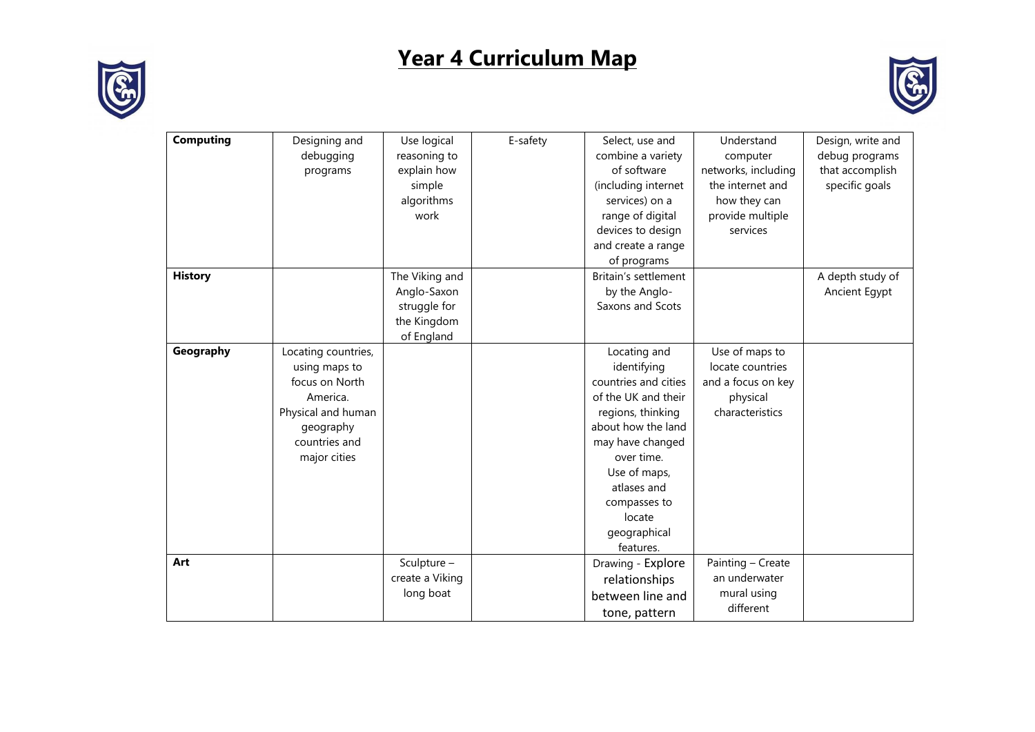# Year 4 Curriculum Map

| | | | | | | |
|---|---|---|---|---|---|---|
| **Computing** | Designing and debugging programs | Use logical reasoning to explain how simple algorithms work | E-safety | Select, use and combine a variety of software (including internet services) on a range of digital devices to design and create a range of programs | Understand computer networks, including the internet and how they can provide multiple services | Design, write and debug programs that accomplish specific goals |
| **History** | | The Viking and Anglo-Saxon struggle for the Kingdom of England | | Britain's settlement by the Anglo-Saxons and Scots | | A depth study of Ancient Egypt |
| **Geography** | Locating countries, using maps to focus on North America. Physical and human geography countries and major cities | | | Locating and identifying countries and cities of the UK and their regions, thinking about how the land may have changed over time. Use of maps, atlases and compasses to locate geographical features. | Use of maps to locate countries and a focus on key physical characteristics | |
| **Art** | | Sculpture – create a Viking long boat | | Drawing - Explore relationships between line and tone, pattern | Painting – Create an underwater mural using different | |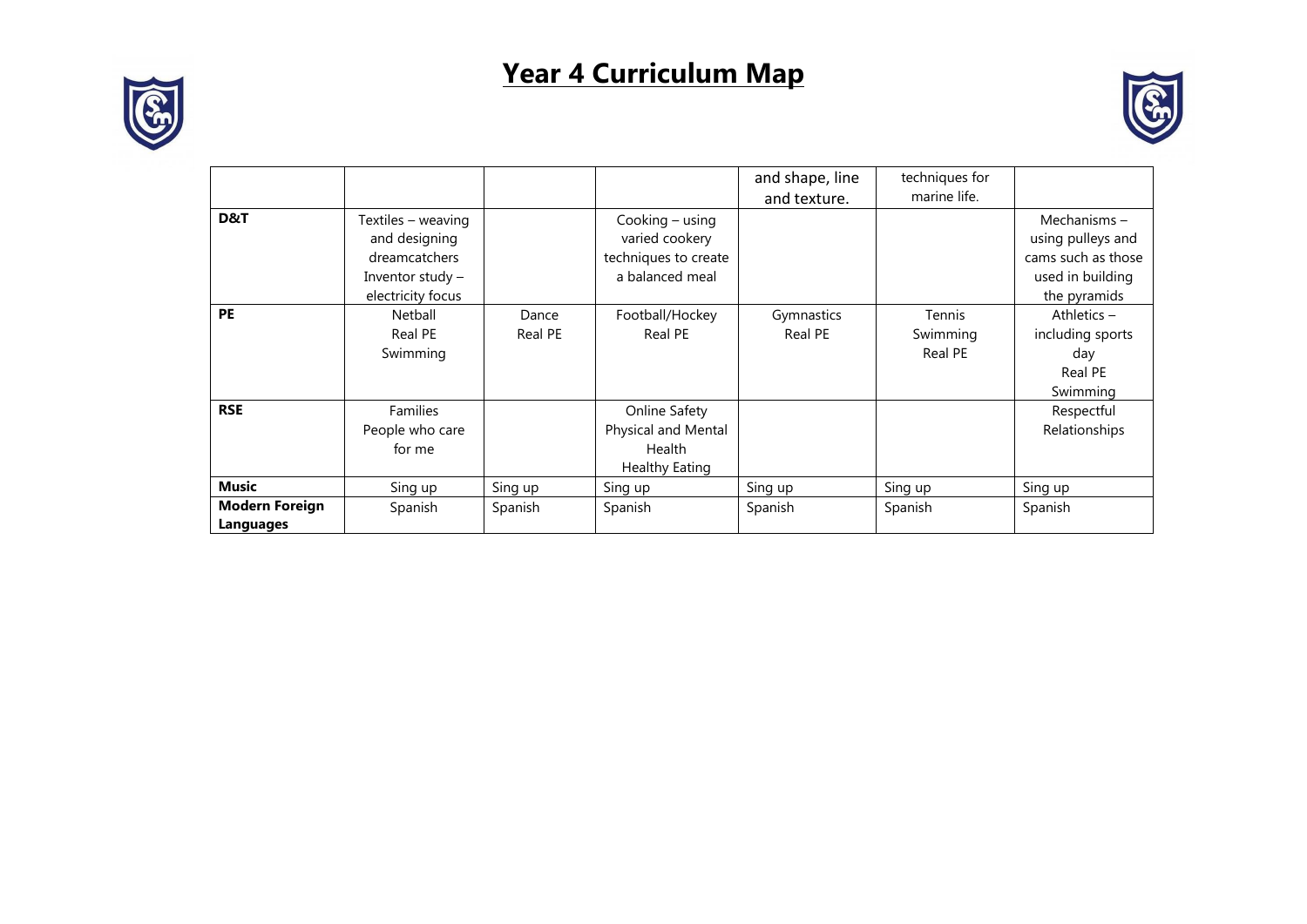# Year 4 Curriculum Map

| | | | | | | |
|---|---|---|---|---|---|---|
| | | | | and shape, line and texture. | techniques for marine life. | |
| **D&T** | Textiles – weaving and designing dreamcatchers Inventor study – electricity focus | | Cooking – using varied cookery techniques to create a balanced meal | | | Mechanisms – using pulleys and cams such as those used in building the pyramids |
| **PE** | Netball Real PE Swimming | Dance Real PE | Football/Hockey Real PE | Gymnastics Real PE | Tennis Swimming Real PE | Athletics – including sports day Real PE Swimming |
| **RSE** | Families People who care for me | | Online Safety Physical and Mental Health Healthy Eating | | | Respectful Relationships |
| **Music** | Sing up | Sing up | Sing up | Sing up | Sing up | Sing up |
| **Modern Foreign Languages** | Spanish | Spanish | Spanish | Spanish | Spanish | Spanish |